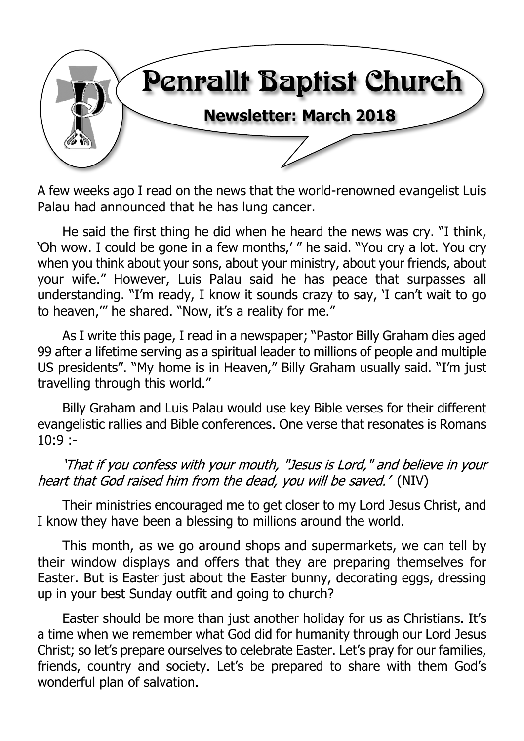# Penrallt Baptist Church

## Newsletter: March 2018

A few weeks ago I read on the news that the world-renowned evangelist Luis Palau had announced that he has lung cancer.

He said the first thing he did when he heard the news was cry. "I think, 'Oh wow. I could be gone in a few months,' " he said. "You cry a lot. You cry when you think about your sons, about your ministry, about your friends, about your wife." However, Luis Palau said he has peace that surpasses all understanding. "I'm ready, I know it sounds crazy to say, 'I can't wait to go to heaven,'" he shared. "Now, it's a reality for me."

As I write this page, I read in a newspaper; "Pastor Billy Graham dies aged 99 after a lifetime serving as a spiritual leader to millions of people and multiple US presidents". "My home is in Heaven," Billy Graham usually said. "I'm just travelling through this world."

Billy Graham and Luis Palau would use key Bible verses for their different evangelistic rallies and Bible conferences. One verse that resonates is Romans 10:9 :-

*'That if you confess with your mouth, "Jesus is Lord," and believe in your heart that God raised him from the dead, you will be saved.'* (NIV)

Their ministries encouraged me to get closer to my Lord Jesus Christ, and I know they have been a blessing to millions around the world.

This month, as we go around shops and supermarkets, we can tell by their window displays and offers that they are preparing themselves for Easter. But is Easter just about the Easter bunny, decorating eggs, dressing up in your best Sunday outfit and going to church?

Easter should be more than just another holiday for us as Christians. It's a time when we remember what God did for humanity through our Lord Jesus Christ; so let's prepare ourselves to celebrate Easter. Let's pray for our families, friends, country and society. Let's be prepared to share with them God's wonderful plan of salvation.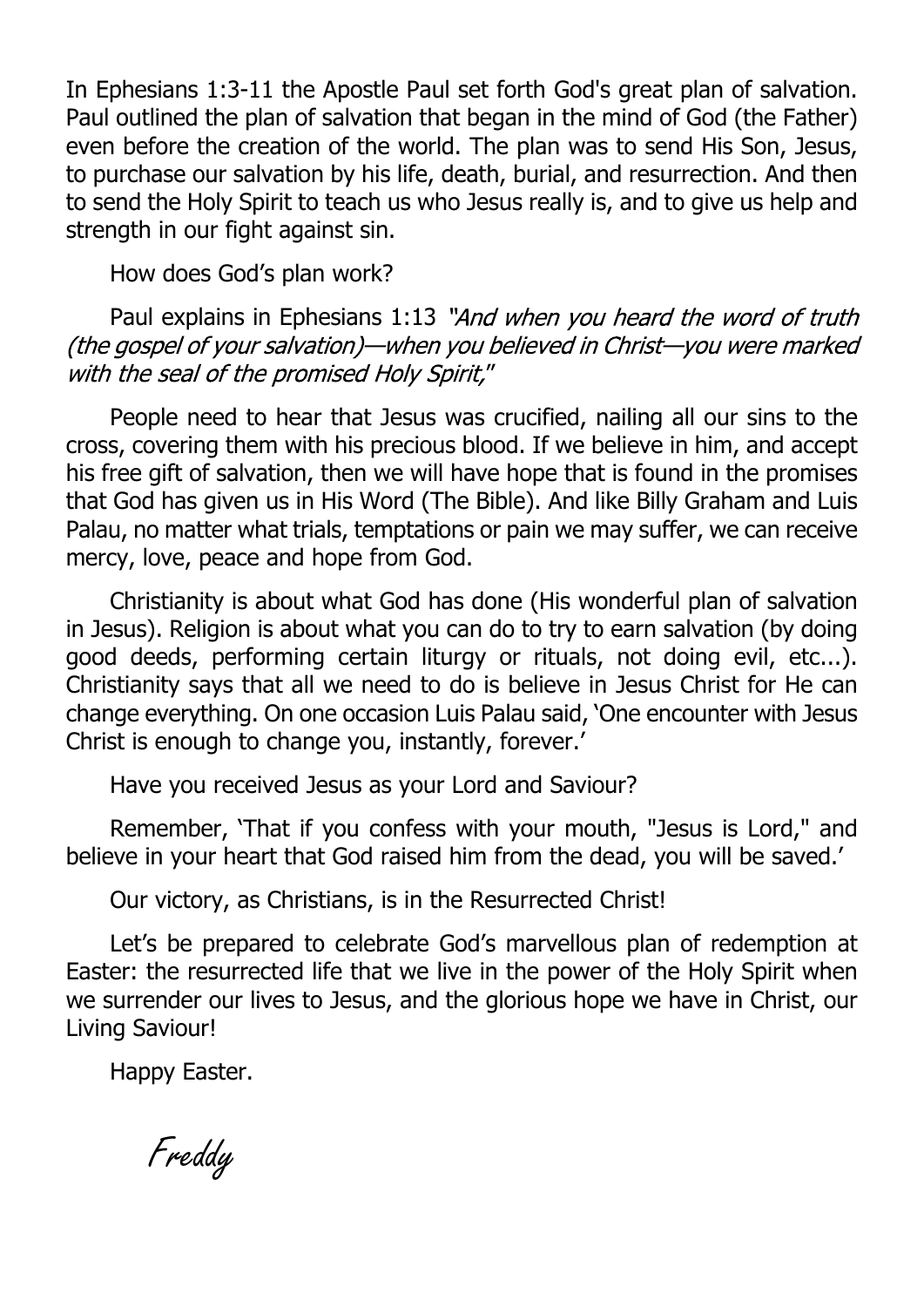In Ephesians 1:3-11 the Apostle Paul set forth God's great plan of salvation. Paul outlined the plan of salvation that began in the mind of God (the Father) even before the creation of the world. The plan was to send His Son, Jesus, to purchase our salvation by his life, death, burial, and resurrection. And then to send the Holy Spirit to teach us who Jesus really is, and to give us help and strength in our fight against sin.

How does God's plan work?

Paul explains in Ephesians 1:13 *"And when you heard the word of truth (the gospel of your salvation)—when you believed in Christ—you were marked with the seal of the promised Holy Spirit,"*

People need to hear that Jesus was crucified, nailing all our sins to the cross, covering them with his precious blood. If we believe in him, and accept his free gift of salvation, then we will have hope that is found in the promises that God has given us in His Word (The Bible). And like Billy Graham and Luis Palau, no matter what trials, temptations or pain we may suffer, we can receive mercy, love, peace and hope from God.

Christianity is about what God has done (His wonderful plan of salvation in Jesus). Religion is about what you can do to try to earn salvation (by doing good deeds, performing certain liturgy or rituals, not doing evil, etc...). Christianity says that all we need to do is believe in Jesus Christ for He can change everything. On one occasion Luis Palau said, 'One encounter with Jesus Christ is enough to change you, instantly, forever.'

Have you received Jesus as your Lord and Saviour?

Remember, 'That if you confess with your mouth, "Jesus is Lord," and believe in your heart that God raised him from the dead, you will be saved.'

Our victory, as Christians, is in the Resurrected Christ!

Let's be prepared to celebrate God's marvellous plan of redemption at Easter: the resurrected life that we live in the power of the Holy Spirit when we surrender our lives to Jesus, and the glorious hope we have in Christ, our Living Saviour!

Happy Easter.

*Freddy*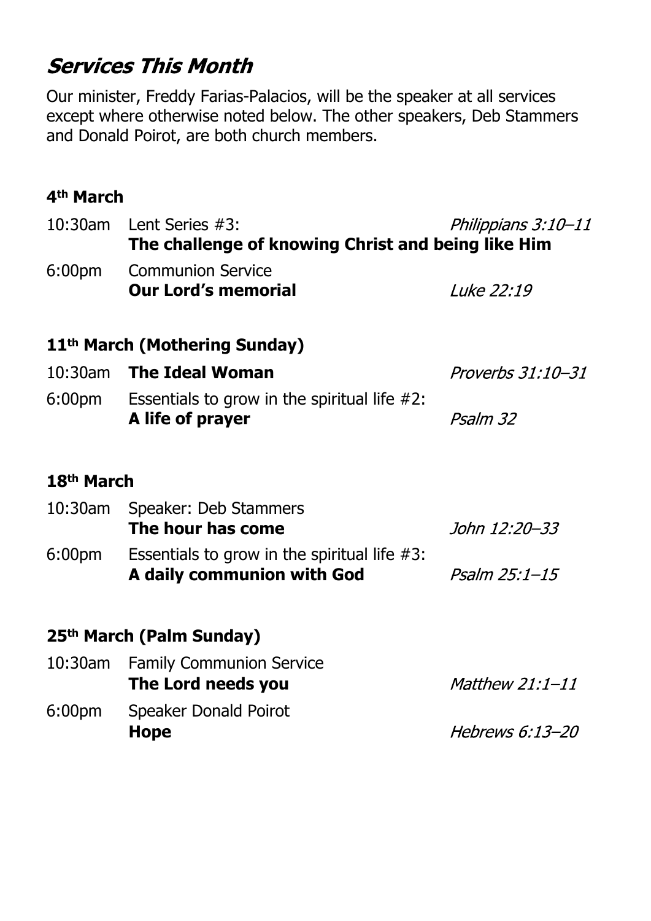## *Services This Month*

Our minister, Freddy Farias-Palacios, will be the speaker at all services except where otherwise noted below. The other speakers, Deb Stammers and Donald Poirot, are both church members.

### 4th March

| | | |
|---|---|---|
| 10:30am | Lent Series #3:<br>**The challenge of knowing Christ and being like Him** | *Philippians 3:10–11* |
| 6:00pm | Communion Service<br>**Our Lord's memorial** | *Luke 22:19* |

### 11th March (Mothering Sunday)

| | | |
|---|---|---|
| 10:30am | **The Ideal Woman** | *Proverbs 31:10–31* |
| 6:00pm | Essentials to grow in the spiritual life #2:<br>**A life of prayer** | *Psalm 32* |

### 18th March

| | | |
|---|---|---|
| 10:30am | Speaker: Deb Stammers<br>**The hour has come** | *John 12:20–33* |
| 6:00pm | Essentials to grow in the spiritual life #3:<br>**A daily communion with God** | *Psalm 25:1–15* |

### 25th March (Palm Sunday)

| | | |
|---|---|---|
| 10:30am | Family Communion Service<br>**The Lord needs you** | *Matthew 21:1–11* |
| 6:00pm | Speaker Donald Poirot<br>**Hope** | *Hebrews 6:13–20* |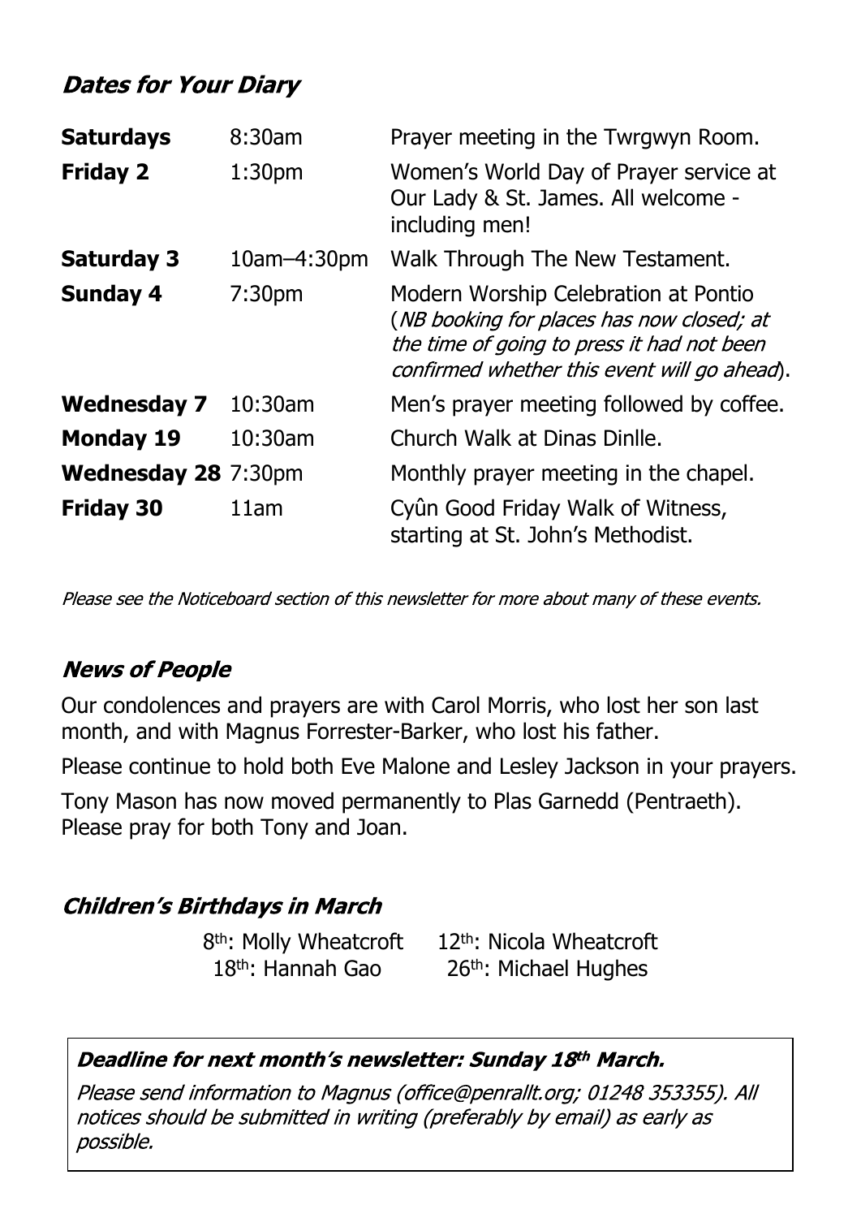## *Dates for Your Diary*

| | | |
|---|---|---|
| **Saturdays** | 8:30am | Prayer meeting in the Twrgwyn Room. |
| **Friday 2** | 1:30pm | Women's World Day of Prayer service at Our Lady & St. James. All welcome - including men! |
| **Saturday 3** | 10am–4:30pm | Walk Through The New Testament. |
| **Sunday 4** | 7:30pm | Modern Worship Celebration at Pontio (*NB booking for places has now closed; at the time of going to press it had not been confirmed whether this event will go ahead*). |
| **Wednesday 7** | 10:30am | Men's prayer meeting followed by coffee. |
| **Monday 19** | 10:30am | Church Walk at Dinas Dinlle. |
| **Wednesday 28** | 7:30pm | Monthly prayer meeting in the chapel. |
| **Friday 30** | 11am | Cyûn Good Friday Walk of Witness, starting at St. John's Methodist. |

*Please see the Noticeboard section of this newsletter for more about many of these events.*

## *News of People*

Our condolences and prayers are with Carol Morris, who lost her son last month, and with Magnus Forrester-Barker, who lost his father.

Please continue to hold both Eve Malone and Lesley Jackson in your prayers.

Tony Mason has now moved permanently to Plas Garnedd (Pentraeth). Please pray for both Tony and Joan.

## *Children's Birthdays in March*

8th: Molly Wheatcroft    12th: Nicola Wheatcroft
18th: Hannah Gao    26th: Michael Hughes

***Deadline for next month's newsletter: Sunday 18th March.***

*Please send information to Magnus (office@penrallt.org; 01248 353355). All notices should be submitted in writing (preferably by email) as early as possible.*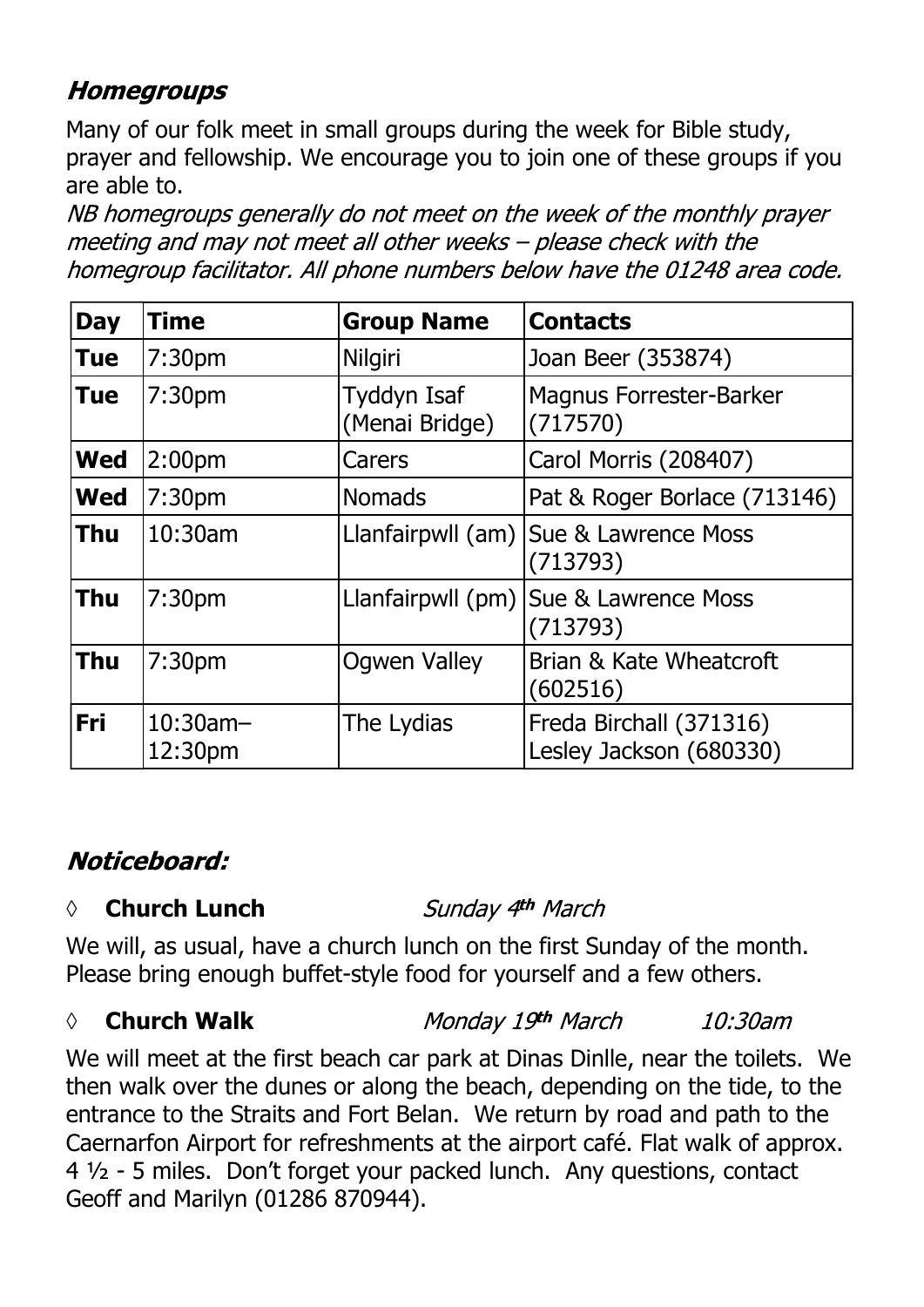## *Homegroups*

Many of our folk meet in small groups during the week for Bible study, prayer and fellowship. We encourage you to join one of these groups if you are able to.

*NB homegroups generally do not meet on the week of the monthly prayer meeting and may not meet all other weeks – please check with the homegroup facilitator. All phone numbers below have the 01248 area code.*

| Day | Time | Group Name | Contacts |
|---|---|---|---|
| **Tue** | 7:30pm | Nilgiri | Joan Beer (353874) |
| **Tue** | 7:30pm | Tyddyn Isaf (Menai Bridge) | Magnus Forrester-Barker (717570) |
| **Wed** | 2:00pm | Carers | Carol Morris (208407) |
| **Wed** | 7:30pm | Nomads | Pat & Roger Borlace (713146) |
| **Thu** | 10:30am | Llanfairpwll (am) | Sue & Lawrence Moss (713793) |
| **Thu** | 7:30pm | Llanfairpwll (pm) | Sue & Lawrence Moss (713793) |
| **Thu** | 7:30pm | Ogwen Valley | Brian & Kate Wheatcroft (602516) |
| **Fri** | 10:30am–12:30pm | The Lydias | Freda Birchall (371316) Lesley Jackson (680330) |

## *Noticeboard:*

◊ **Church Lunch** *Sunday 4th March*

We will, as usual, have a church lunch on the first Sunday of the month. Please bring enough buffet-style food for yourself and a few others.

◊ **Church Walk** *Monday 19th March* *10:30am*

We will meet at the first beach car park at Dinas Dinlle, near the toilets. We then walk over the dunes or along the beach, depending on the tide, to the entrance to the Straits and Fort Belan. We return by road and path to the Caernarfon Airport for refreshments at the airport café. Flat walk of approx. 4 ½ - 5 miles. Don't forget your packed lunch. Any questions, contact Geoff and Marilyn (01286 870944).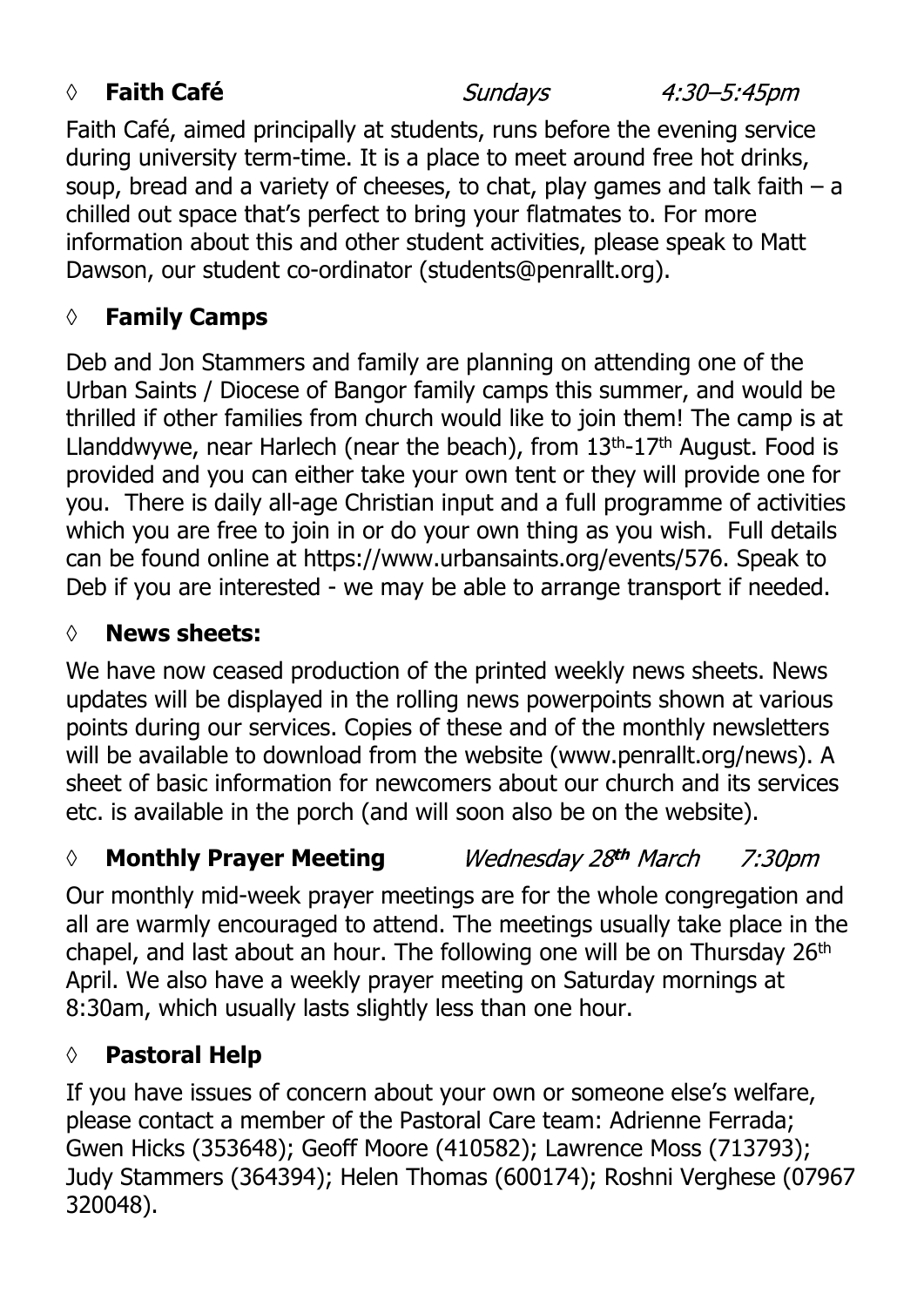## ◊ Faith Café *Sundays 4:30–5:45pm*

Faith Café, aimed principally at students, runs before the evening service during university term-time. It is a place to meet around free hot drinks, soup, bread and a variety of cheeses, to chat, play games and talk faith – a chilled out space that's perfect to bring your flatmates to. For more information about this and other student activities, please speak to Matt Dawson, our student co-ordinator (students@penrallt.org).

## ◊ Family Camps

Deb and Jon Stammers and family are planning on attending one of the Urban Saints / Diocese of Bangor family camps this summer, and would be thrilled if other families from church would like to join them! The camp is at Llanddwywe, near Harlech (near the beach), from 13th-17th August. Food is provided and you can either take your own tent or they will provide one for you. There is daily all-age Christian input and a full programme of activities which you are free to join in or do your own thing as you wish. Full details can be found online at https://www.urbansaints.org/events/576. Speak to Deb if you are interested - we may be able to arrange transport if needed.

## ◊ News sheets:

We have now ceased production of the printed weekly news sheets. News updates will be displayed in the rolling news powerpoints shown at various points during our services. Copies of these and of the monthly newsletters will be available to download from the website (www.penrallt.org/news). A sheet of basic information for newcomers about our church and its services etc. is available in the porch (and will soon also be on the website).

## ◊ Monthly Prayer Meeting *Wednesday 28th March 7:30pm*

Our monthly mid-week prayer meetings are for the whole congregation and all are warmly encouraged to attend. The meetings usually take place in the chapel, and last about an hour. The following one will be on Thursday 26th April. We also have a weekly prayer meeting on Saturday mornings at 8:30am, which usually lasts slightly less than one hour.

## ◊ Pastoral Help

If you have issues of concern about your own or someone else's welfare, please contact a member of the Pastoral Care team: Adrienne Ferrada; Gwen Hicks (353648); Geoff Moore (410582); Lawrence Moss (713793); Judy Stammers (364394); Helen Thomas (600174); Roshni Verghese (07967 320048).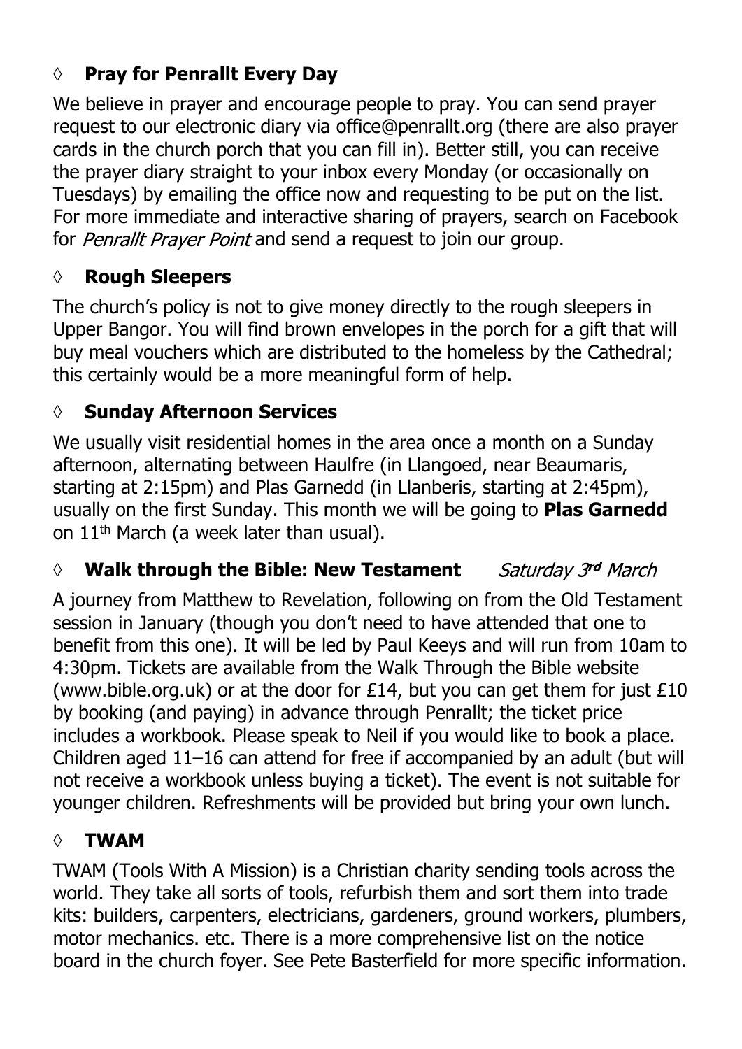## ◊ Pray for Penrallt Every Day

We believe in prayer and encourage people to pray. You can send prayer request to our electronic diary via office@penrallt.org (there are also prayer cards in the church porch that you can fill in). Better still, you can receive the prayer diary straight to your inbox every Monday (or occasionally on Tuesdays) by emailing the office now and requesting to be put on the list. For more immediate and interactive sharing of prayers, search on Facebook for *Penrallt Prayer Point* and send a request to join our group.

## ◊ Rough Sleepers

The church's policy is not to give money directly to the rough sleepers in Upper Bangor. You will find brown envelopes in the porch for a gift that will buy meal vouchers which are distributed to the homeless by the Cathedral; this certainly would be a more meaningful form of help.

## ◊ Sunday Afternoon Services

We usually visit residential homes in the area once a month on a Sunday afternoon, alternating between Haulfre (in Llangoed, near Beaumaris, starting at 2:15pm) and Plas Garnedd (in Llanberis, starting at 2:45pm), usually on the first Sunday. This month we will be going to **Plas Garnedd** on 11th March (a week later than usual).

## ◊ Walk through the Bible: New Testament — *Saturday 3rd March*

A journey from Matthew to Revelation, following on from the Old Testament session in January (though you don't need to have attended that one to benefit from this one). It will be led by Paul Keeys and will run from 10am to 4:30pm. Tickets are available from the Walk Through the Bible website (www.bible.org.uk) or at the door for £14, but you can get them for just £10 by booking (and paying) in advance through Penrallt; the ticket price includes a workbook. Please speak to Neil if you would like to book a place. Children aged 11–16 can attend for free if accompanied by an adult (but will not receive a workbook unless buying a ticket). The event is not suitable for younger children. Refreshments will be provided but bring your own lunch.

## ◊ TWAM

TWAM (Tools With A Mission) is a Christian charity sending tools across the world. They take all sorts of tools, refurbish them and sort them into trade kits: builders, carpenters, electricians, gardeners, ground workers, plumbers, motor mechanics. etc. There is a more comprehensive list on the notice board in the church foyer. See Pete Basterfield for more specific information.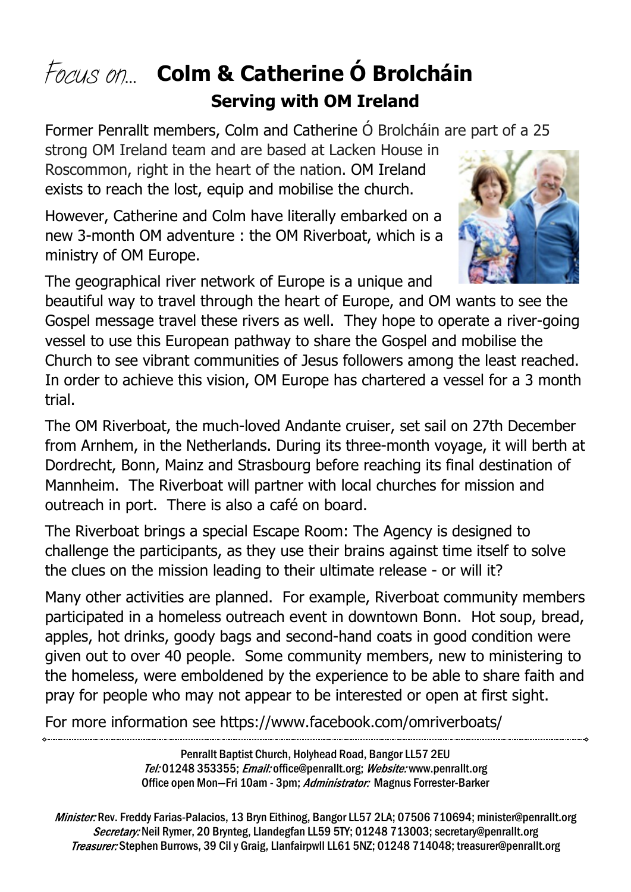# *Focus on…* Colm & Catherine Ó Brolcháin

## Serving with OM Ireland

Former Penrallt members, Colm and Catherine Ó Brolcháin are part of a 25 strong OM Ireland team and are based at Lacken House in Roscommon, right in the heart of the nation. OM Ireland exists to reach the lost, equip and mobilise the church.

However, Catherine and Colm have literally embarked on a new 3-month OM adventure : the OM Riverboat, which is a ministry of OM Europe.

The geographical river network of Europe is a unique and beautiful way to travel through the heart of Europe, and OM wants to see the Gospel message travel these rivers as well. They hope to operate a river-going vessel to use this European pathway to share the Gospel and mobilise the Church to see vibrant communities of Jesus followers among the least reached. In order to achieve this vision, OM Europe has chartered a vessel for a 3 month trial.

The OM Riverboat, the much-loved Andante cruiser, set sail on 27th December from Arnhem, in the Netherlands. During its three-month voyage, it will berth at Dordrecht, Bonn, Mainz and Strasbourg before reaching its final destination of Mannheim. The Riverboat will partner with local churches for mission and outreach in port. There is also a café on board.

The Riverboat brings a special Escape Room: The Agency is designed to challenge the participants, as they use their brains against time itself to solve the clues on the mission leading to their ultimate release - or will it?

Many other activities are planned. For example, Riverboat community members participated in a homeless outreach event in downtown Bonn. Hot soup, bread, apples, hot drinks, goody bags and second-hand coats in good condition were given out to over 40 people. Some community members, new to ministering to the homeless, were emboldened by the experience to be able to share faith and pray for people who may not appear to be interested or open at first sight.

For more information see https://www.facebook.com/omriverboats/

---

Penrallt Baptist Church, Holyhead Road, Bangor LL57 2EU
*Tel:* 01248 353355; *Email:* office@penrallt.org; *Website:* www.penrallt.org
Office open Mon—Fri 10am - 3pm; *Administrator:* Magnus Forrester-Barker

*Minister:* Rev. Freddy Farias-Palacios, 13 Bryn Eithinog, Bangor LL57 2LA; 07506 710694; minister@penrallt.org
*Secretary:* Neil Rymer, 20 Brynteg, Llandegfan LL59 5TY; 01248 713003; secretary@penrallt.org
*Treasurer:* Stephen Burrows, 39 Cil y Graig, Llanfairpwll LL61 5NZ; 01248 714048; treasurer@penrallt.org